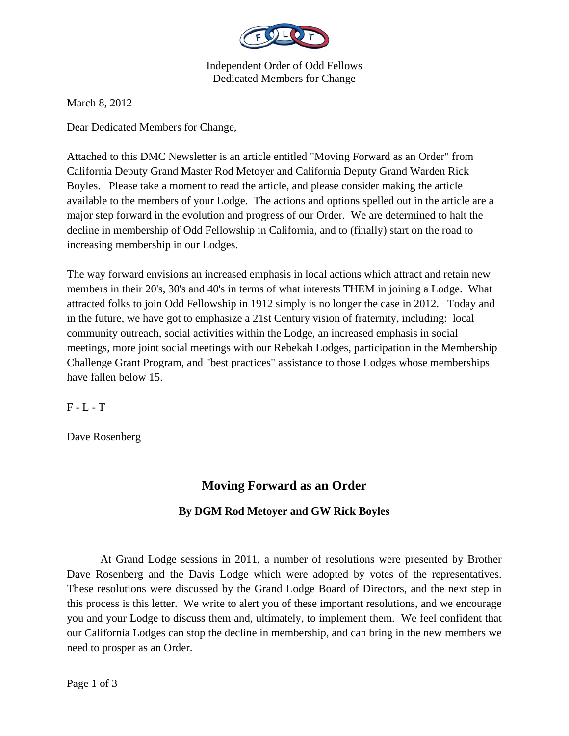Independent Order of Odd Fellows
Dedicated Members for Change

March 8, 2012

Dear Dedicated Members for Change,

Attached to this DMC Newsletter is an article entitled "Moving Forward as an Order" from California Deputy Grand Master Rod Metoyer and California Deputy Grand Warden Rick Boyles. Please take a moment to read the article, and please consider making the article available to the members of your Lodge. The actions and options spelled out in the article are a major step forward in the evolution and progress of our Order. We are determined to halt the decline in membership of Odd Fellowship in California, and to (finally) start on the road to increasing membership in our Lodges.

The way forward envisions an increased emphasis in local actions which attract and retain new members in their 20's, 30's and 40's in terms of what interests THEM in joining a Lodge. What attracted folks to join Odd Fellowship in 1912 simply is no longer the case in 2012. Today and in the future, we have got to emphasize a 21st Century vision of fraternity, including: local community outreach, social activities within the Lodge, an increased emphasis in social meetings, more joint social meetings with our Rebekah Lodges, participation in the Membership Challenge Grant Program, and "best practices" assistance to those Lodges whose memberships have fallen below 15.

F - L - T

Dave Rosenberg

## Moving Forward as an Order

### By DGM Rod Metoyer and GW Rick Boyles

At Grand Lodge sessions in 2011, a number of resolutions were presented by Brother Dave Rosenberg and the Davis Lodge which were adopted by votes of the representatives. These resolutions were discussed by the Grand Lodge Board of Directors, and the next step in this process is this letter. We write to alert you of these important resolutions, and we encourage you and your Lodge to discuss them and, ultimately, to implement them. We feel confident that our California Lodges can stop the decline in membership, and can bring in the new members we need to prosper as an Order.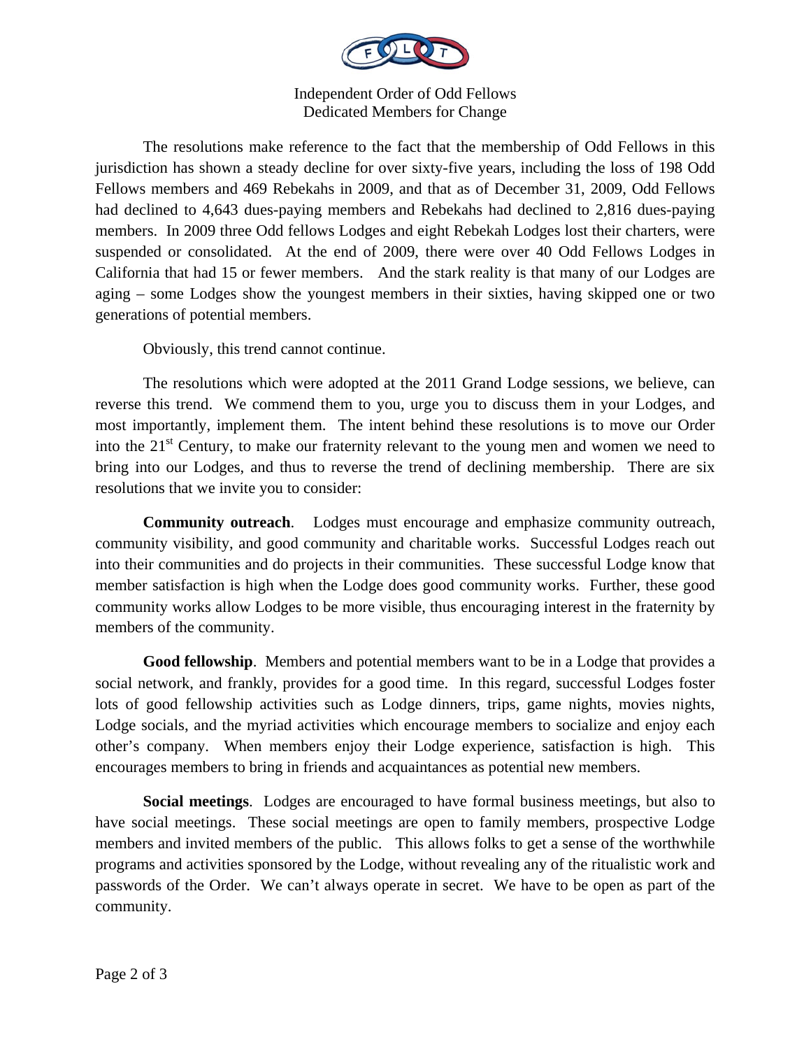Independent Order of Odd Fellows
Dedicated Members for Change

The resolutions make reference to the fact that the membership of Odd Fellows in this jurisdiction has shown a steady decline for over sixty-five years, including the loss of 198 Odd Fellows members and 469 Rebekahs in 2009, and that as of December 31, 2009, Odd Fellows had declined to 4,643 dues-paying members and Rebekahs had declined to 2,816 dues-paying members. In 2009 three Odd fellows Lodges and eight Rebekah Lodges lost their charters, were suspended or consolidated. At the end of 2009, there were over 40 Odd Fellows Lodges in California that had 15 or fewer members. And the stark reality is that many of our Lodges are aging – some Lodges show the youngest members in their sixties, having skipped one or two generations of potential members.

Obviously, this trend cannot continue.

The resolutions which were adopted at the 2011 Grand Lodge sessions, we believe, can reverse this trend. We commend them to you, urge you to discuss them in your Lodges, and most importantly, implement them. The intent behind these resolutions is to move our Order into the 21st Century, to make our fraternity relevant to the young men and women we need to bring into our Lodges, and thus to reverse the trend of declining membership. There are six resolutions that we invite you to consider:

**Community outreach**. Lodges must encourage and emphasize community outreach, community visibility, and good community and charitable works. Successful Lodges reach out into their communities and do projects in their communities. These successful Lodge know that member satisfaction is high when the Lodge does good community works. Further, these good community works allow Lodges to be more visible, thus encouraging interest in the fraternity by members of the community.

**Good fellowship**. Members and potential members want to be in a Lodge that provides a social network, and frankly, provides for a good time. In this regard, successful Lodges foster lots of good fellowship activities such as Lodge dinners, trips, game nights, movies nights, Lodge socials, and the myriad activities which encourage members to socialize and enjoy each other's company. When members enjoy their Lodge experience, satisfaction is high. This encourages members to bring in friends and acquaintances as potential new members.

**Social meetings**. Lodges are encouraged to have formal business meetings, but also to have social meetings. These social meetings are open to family members, prospective Lodge members and invited members of the public. This allows folks to get a sense of the worthwhile programs and activities sponsored by the Lodge, without revealing any of the ritualistic work and passwords of the Order. We can't always operate in secret. We have to be open as part of the community.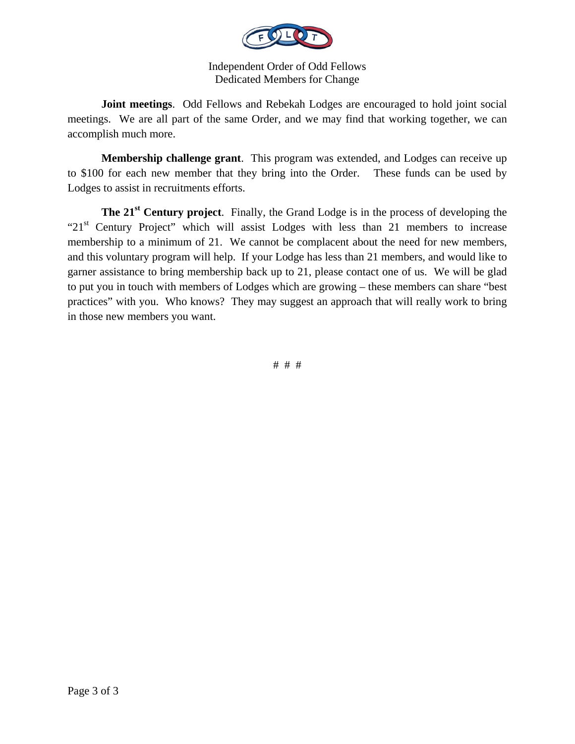Independent Order of Odd Fellows
Dedicated Members for Change

**Joint meetings**. Odd Fellows and Rebekah Lodges are encouraged to hold joint social meetings. We are all part of the same Order, and we may find that working together, we can accomplish much more.

**Membership challenge grant**. This program was extended, and Lodges can receive up to $100 for each new member that they bring into the Order. These funds can be used by Lodges to assist in recruitments efforts.

**The 21st Century project**. Finally, the Grand Lodge is in the process of developing the "21st Century Project" which will assist Lodges with less than 21 members to increase membership to a minimum of 21. We cannot be complacent about the need for new members, and this voluntary program will help. If your Lodge has less than 21 members, and would like to garner assistance to bring membership back up to 21, please contact one of us. We will be glad to put you in touch with members of Lodges which are growing – these members can share "best practices" with you. Who knows? They may suggest an approach that will really work to bring in those new members you want.

# # #